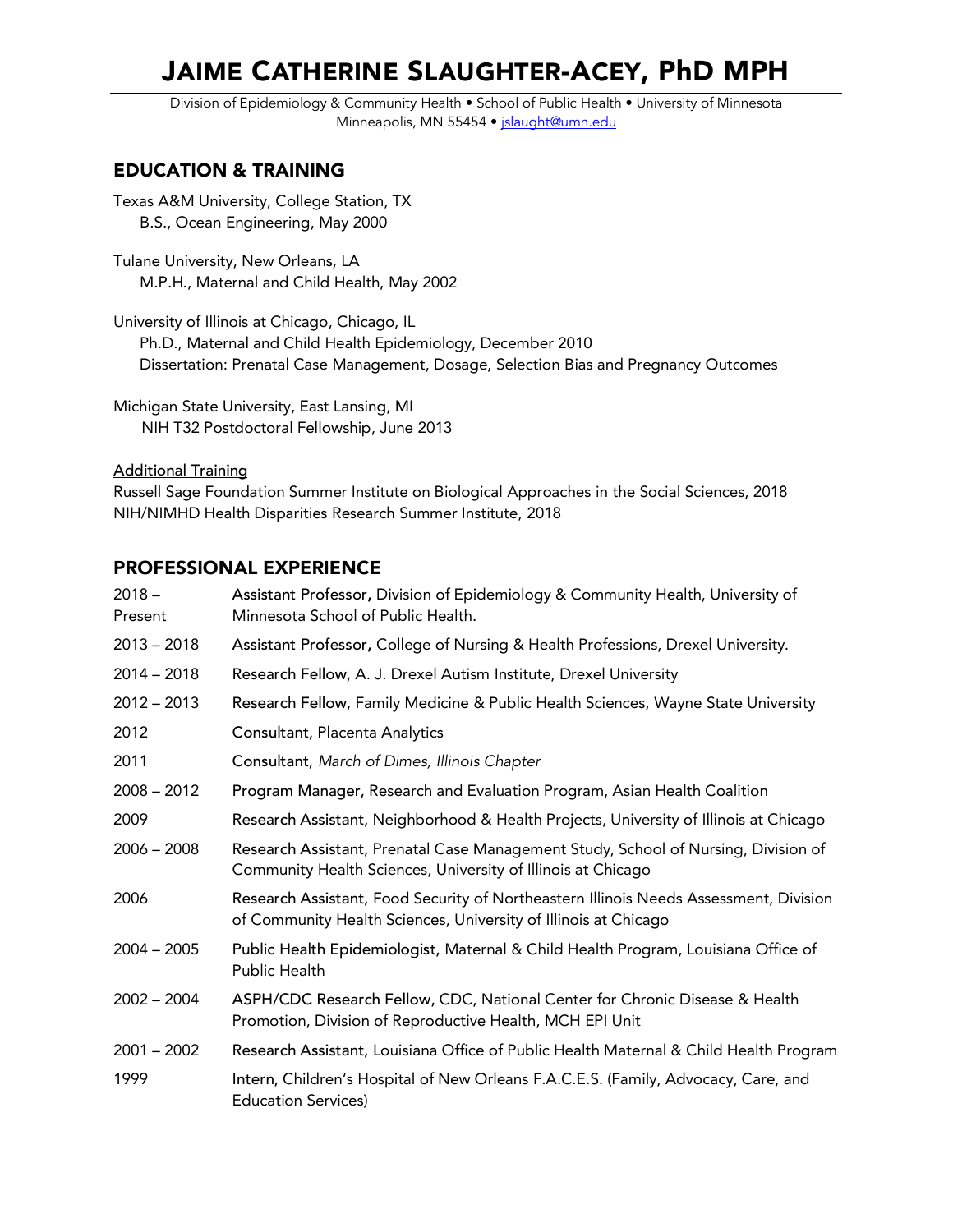# Jaime Catherine Slaughter-Acey, PhD MPH

Division of Epidemiology & Community Health • School of Public Health • University of Minnesota
Minneapolis, MN 55454 • jslaught@umn.edu

## EDUCATION & TRAINING

Texas A&M University, College Station, TX
B.S., Ocean Engineering, May 2000

Tulane University, New Orleans, LA
M.P.H., Maternal and Child Health, May 2002

University of Illinois at Chicago, Chicago, IL
Ph.D., Maternal and Child Health Epidemiology, December 2010
Dissertation: Prenatal Case Management, Dosage, Selection Bias and Pregnancy Outcomes

Michigan State University, East Lansing, MI
NIH T32 Postdoctoral Fellowship, June 2013

Additional Training

Russell Sage Foundation Summer Institute on Biological Approaches in the Social Sciences, 2018
NIH/NIMHD Health Disparities Research Summer Institute, 2018

## PROFESSIONAL EXPERIENCE

| | |
|---|---|
| 2018 – Present | Assistant Professor, Division of Epidemiology & Community Health, University of Minnesota School of Public Health. |
| 2013 – 2018 | Assistant Professor, College of Nursing & Health Professions, Drexel University. |
| 2014 – 2018 | Research Fellow, A. J. Drexel Autism Institute, Drexel University |
| 2012 – 2013 | Research Fellow, Family Medicine & Public Health Sciences, Wayne State University |
| 2012 | Consultant, Placenta Analytics |
| 2011 | Consultant, *March of Dimes, Illinois Chapter* |
| 2008 – 2012 | Program Manager, Research and Evaluation Program, Asian Health Coalition |
| 2009 | Research Assistant, Neighborhood & Health Projects, University of Illinois at Chicago |
| 2006 – 2008 | Research Assistant, Prenatal Case Management Study, School of Nursing, Division of Community Health Sciences, University of Illinois at Chicago |
| 2006 | Research Assistant, Food Security of Northeastern Illinois Needs Assessment, Division of Community Health Sciences, University of Illinois at Chicago |
| 2004 – 2005 | Public Health Epidemiologist, Maternal & Child Health Program, Louisiana Office of Public Health |
| 2002 – 2004 | ASPH/CDC Research Fellow, CDC, National Center for Chronic Disease & Health Promotion, Division of Reproductive Health, MCH EPI Unit |
| 2001 – 2002 | Research Assistant, Louisiana Office of Public Health Maternal & Child Health Program |
| 1999 | Intern, Children's Hospital of New Orleans F.A.C.E.S. (Family, Advocacy, Care, and Education Services) |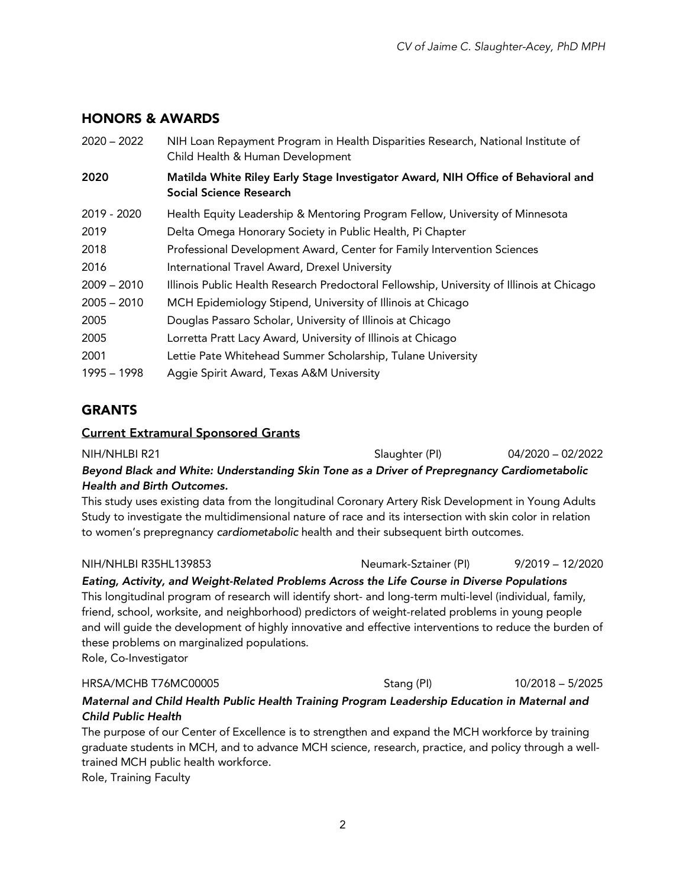## HONORS & AWARDS

| | |
|---|---|
| 2020 – 2022 | NIH Loan Repayment Program in Health Disparities Research, National Institute of Child Health & Human Development |
| **2020** | **Matilda White Riley Early Stage Investigator Award, NIH Office of Behavioral and Social Science Research** |
| 2019 - 2020 | Health Equity Leadership & Mentoring Program Fellow, University of Minnesota |
| 2019 | Delta Omega Honorary Society in Public Health, Pi Chapter |
| 2018 | Professional Development Award, Center for Family Intervention Sciences |
| 2016 | International Travel Award, Drexel University |
| 2009 – 2010 | Illinois Public Health Research Predoctoral Fellowship, University of Illinois at Chicago |
| 2005 – 2010 | MCH Epidemiology Stipend, University of Illinois at Chicago |
| 2005 | Douglas Passaro Scholar, University of Illinois at Chicago |
| 2005 | Lorretta Pratt Lacy Award, University of Illinois at Chicago |
| 2001 | Lettie Pate Whitehead Summer Scholarship, Tulane University |
| 1995 – 1998 | Aggie Spirit Award, Texas A&M University |

## GRANTS

### Current Extramural Sponsored Grants

NIH/NHLBI R21 — Slaughter (PI) — 04/2020 – 02/2022

***Beyond Black and White: Understanding Skin Tone as a Driver of Prepregnancy Cardiometabolic Health and Birth Outcomes.***

This study uses existing data from the longitudinal Coronary Artery Risk Development in Young Adults Study to investigate the multidimensional nature of race and its intersection with skin color in relation to women's prepregnancy *cardiometabolic* health and their subsequent birth outcomes.

NIH/NHLBI R35HL139853 — Neumark-Sztainer (PI) — 9/2019 – 12/2020

***Eating, Activity, and Weight-Related Problems Across the Life Course in Diverse Populations***

This longitudinal program of research will identify short- and long-term multi-level (individual, family, friend, school, worksite, and neighborhood) predictors of weight-related problems in young people and will guide the development of highly innovative and effective interventions to reduce the burden of these problems on marginalized populations.

Role, Co-Investigator

HRSA/MCHB T76MC00005 — Stang (PI) — 10/2018 – 5/2025

***Maternal and Child Health Public Health Training Program Leadership Education in Maternal and Child Public Health***

The purpose of our Center of Excellence is to strengthen and expand the MCH workforce by training graduate students in MCH, and to advance MCH science, research, practice, and policy through a well-trained MCH public health workforce.

Role, Training Faculty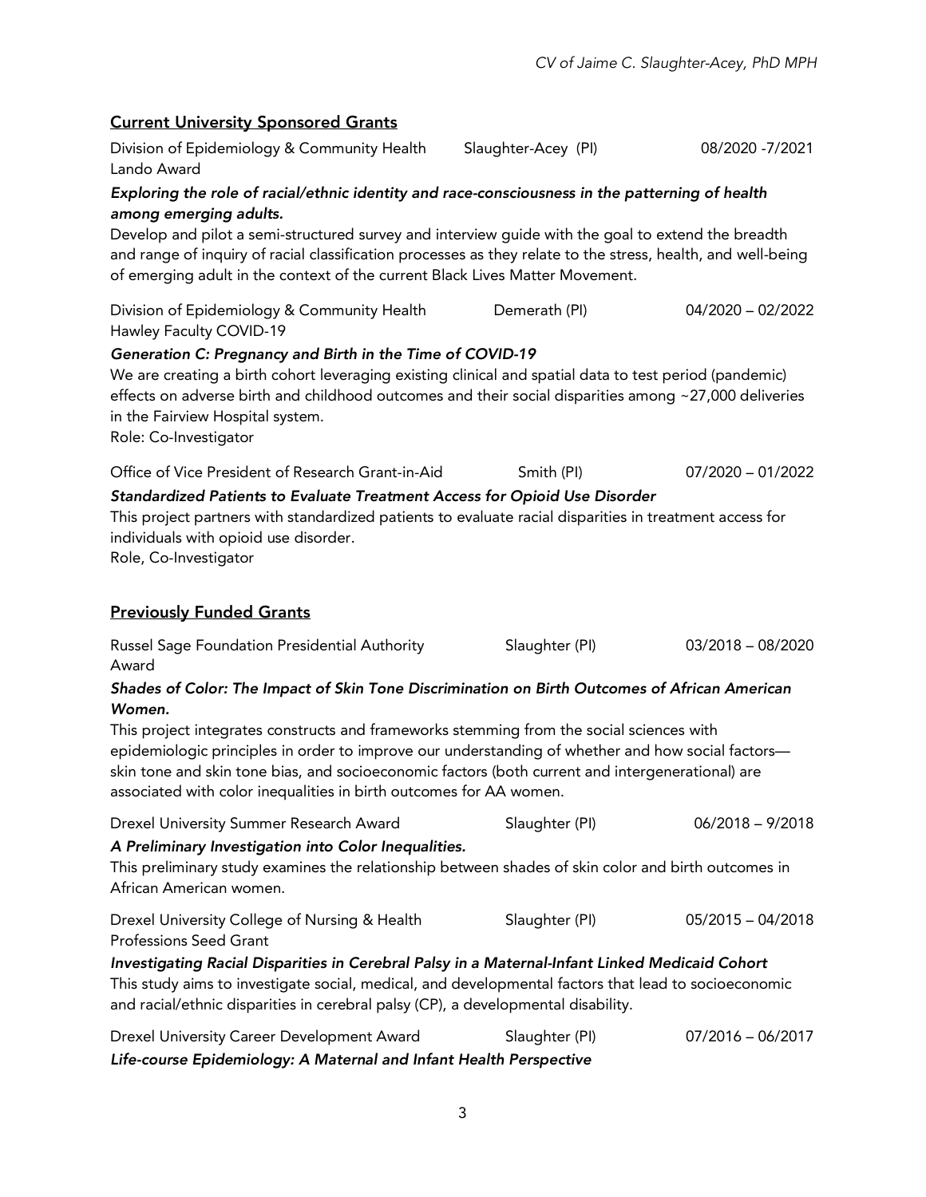## Current University Sponsored Grants

Division of Epidemiology & Community Health Lando Award — Slaughter-Acey (PI) — 08/2020 -7/2021

***Exploring the role of racial/ethnic identity and race-consciousness in the patterning of health among emerging adults.***

Develop and pilot a semi-structured survey and interview guide with the goal to extend the breadth and range of inquiry of racial classification processes as they relate to the stress, health, and well-being of emerging adult in the context of the current Black Lives Matter Movement.

Division of Epidemiology & Community Health Hawley Faculty COVID-19 — Demerath (PI) — 04/2020 – 02/2022

***Generation C: Pregnancy and Birth in the Time of COVID-19***

We are creating a birth cohort leveraging existing clinical and spatial data to test period (pandemic) effects on adverse birth and childhood outcomes and their social disparities among ~27,000 deliveries in the Fairview Hospital system.

Role: Co-Investigator

Office of Vice President of Research Grant-in-Aid — Smith (PI) — 07/2020 – 01/2022

***Standardized Patients to Evaluate Treatment Access for Opioid Use Disorder***

This project partners with standardized patients to evaluate racial disparities in treatment access for individuals with opioid use disorder.

Role, Co-Investigator

## Previously Funded Grants

Russel Sage Foundation Presidential Authority Award — Slaughter (PI) — 03/2018 – 08/2020

***Shades of Color: The Impact of Skin Tone Discrimination on Birth Outcomes of African American Women.***

This project integrates constructs and frameworks stemming from the social sciences with epidemiologic principles in order to improve our understanding of whether and how social factors—skin tone and skin tone bias, and socioeconomic factors (both current and intergenerational) are associated with color inequalities in birth outcomes for AA women.

Drexel University Summer Research Award — Slaughter (PI) — 06/2018 – 9/2018

***A Preliminary Investigation into Color Inequalities.***

This preliminary study examines the relationship between shades of skin color and birth outcomes in African American women.

Drexel University College of Nursing & Health Professions Seed Grant — Slaughter (PI) — 05/2015 – 04/2018

***Investigating Racial Disparities in Cerebral Palsy in a Maternal-Infant Linked Medicaid Cohort***

This study aims to investigate social, medical, and developmental factors that lead to socioeconomic and racial/ethnic disparities in cerebral palsy (CP), a developmental disability.

Drexel University Career Development Award — Slaughter (PI) — 07/2016 – 06/2017

***Life-course Epidemiology: A Maternal and Infant Health Perspective***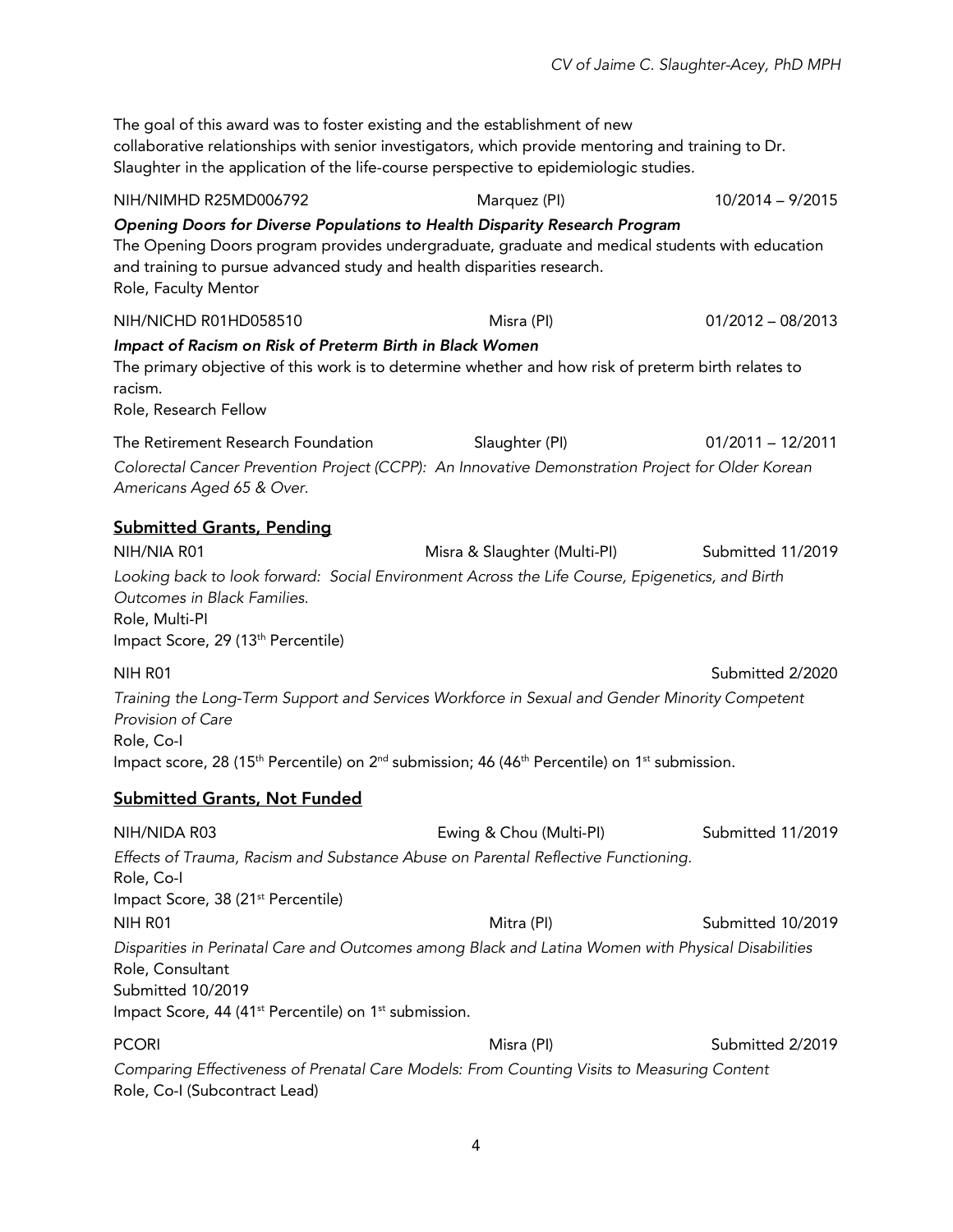The goal of this award was to foster existing and the establishment of new collaborative relationships with senior investigators, which provide mentoring and training to Dr. Slaughter in the application of the life-course perspective to epidemiologic studies.

NIH/NIMHD R25MD006792 Marquez (PI) 10/2014 – 9/2015

***Opening Doors for Diverse Populations to Health Disparity Research Program***

The Opening Doors program provides undergraduate, graduate and medical students with education and training to pursue advanced study and health disparities research.

Role, Faculty Mentor

NIH/NICHD R01HD058510 Misra (PI) 01/2012 – 08/2013

***Impact of Racism on Risk of Preterm Birth in Black Women***

The primary objective of this work is to determine whether and how risk of preterm birth relates to racism.

Role, Research Fellow

The Retirement Research Foundation Slaughter (PI) 01/2011 – 12/2011

*Colorectal Cancer Prevention Project (CCPP): An Innovative Demonstration Project for Older Korean Americans Aged 65 & Over.*

## Submitted Grants, Pending

NIH/NIA R01 Misra & Slaughter (Multi-PI) Submitted 11/2019

*Looking back to look forward: Social Environment Across the Life Course, Epigenetics, and Birth Outcomes in Black Families.*

Role, Multi-PI

Impact Score, 29 (13th Percentile)

NIH R01 Submitted 2/2020

*Training the Long-Term Support and Services Workforce in Sexual and Gender Minority Competent Provision of Care*

Role, Co-I

Impact score, 28 (15th Percentile) on 2nd submission; 46 (46th Percentile) on 1st submission.

## Submitted Grants, Not Funded

NIH/NIDA R03 Ewing & Chou (Multi-PI) Submitted 11/2019

*Effects of Trauma, Racism and Substance Abuse on Parental Reflective Functioning.*

Role, Co-I

Impact Score, 38 (21st Percentile)

NIH R01 Mitra (PI) Submitted 10/2019

*Disparities in Perinatal Care and Outcomes among Black and Latina Women with Physical Disabilities*

Role, Consultant

Submitted 10/2019

Impact Score, 44 (41st Percentile) on 1st submission.

PCORI Misra (PI) Submitted 2/2019

*Comparing Effectiveness of Prenatal Care Models: From Counting Visits to Measuring Content*

Role, Co-I (Subcontract Lead)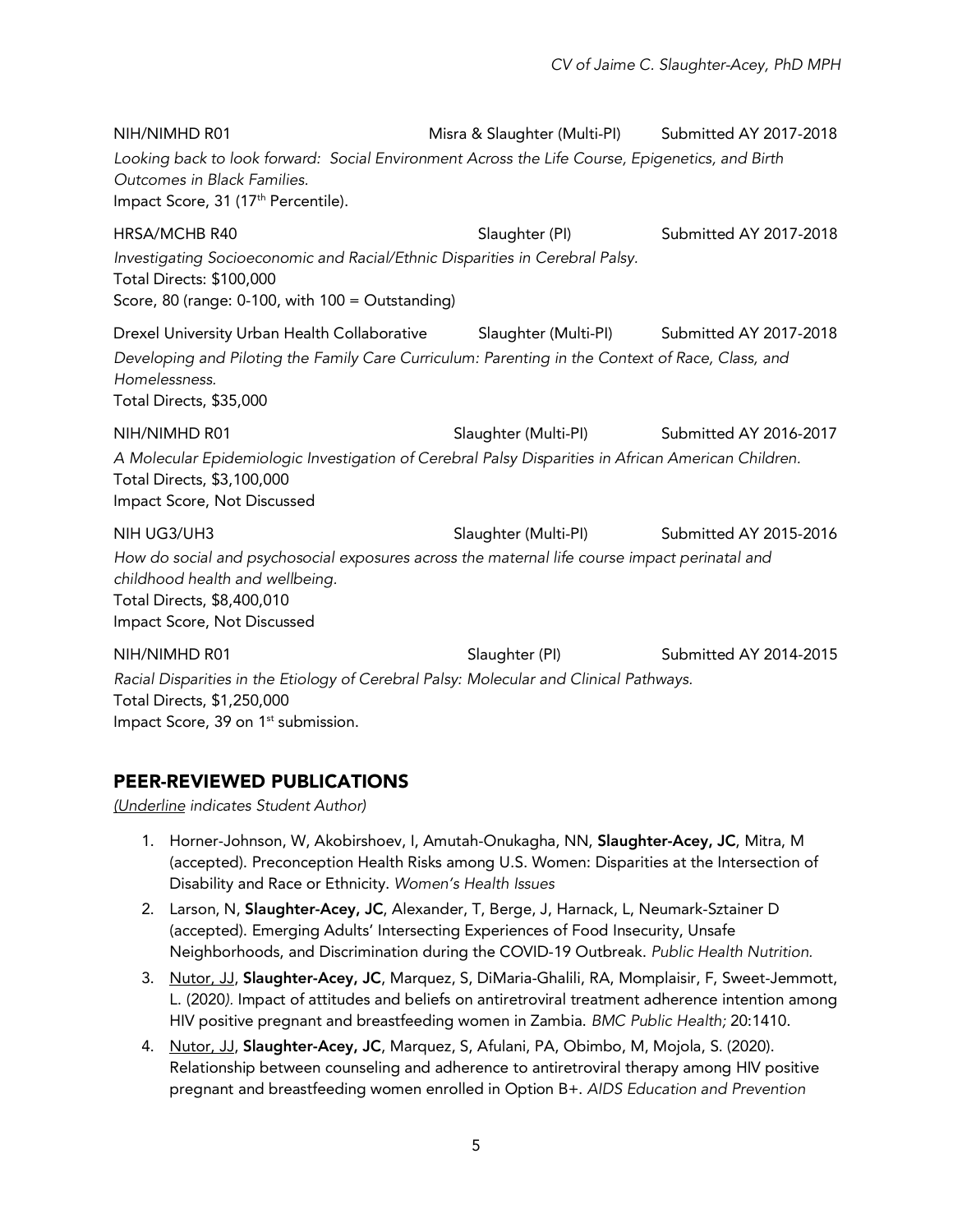NIH/NIMHD R01 | Misra & Slaughter (Multi-PI) | Submitted AY 2017-2018

*Looking back to look forward: Social Environment Across the Life Course, Epigenetics, and Birth Outcomes in Black Families.*
Impact Score, 31 (17th Percentile).

HRSA/MCHB R40 | Slaughter (PI) | Submitted AY 2017-2018

*Investigating Socioeconomic and Racial/Ethnic Disparities in Cerebral Palsy.*
Total Directs: $100,000
Score, 80 (range: 0-100, with 100 = Outstanding)

Drexel University Urban Health Collaborative | Slaughter (Multi-PI) | Submitted AY 2017-2018

*Developing and Piloting the Family Care Curriculum: Parenting in the Context of Race, Class, and Homelessness.*
Total Directs, $35,000

NIH/NIMHD R01 | Slaughter (Multi-PI) | Submitted AY 2016-2017

*A Molecular Epidemiologic Investigation of Cerebral Palsy Disparities in African American Children.*
Total Directs, $3,100,000
Impact Score, Not Discussed

NIH UG3/UH3 | Slaughter (Multi-PI) | Submitted AY 2015-2016

*How do social and psychosocial exposures across the maternal life course impact perinatal and childhood health and wellbeing.*
Total Directs, $8,400,010
Impact Score, Not Discussed

NIH/NIMHD R01 | Slaughter (PI) | Submitted AY 2014-2015

*Racial Disparities in the Etiology of Cerebral Palsy: Molecular and Clinical Pathways.*
Total Directs, $1,250,000
Impact Score, 39 on 1st submission.

## PEER-REVIEWED PUBLICATIONS

*(Underline indicates Student Author)*

1. Horner-Johnson, W, Akobirshoev, I, Amutah-Onukagha, NN, **Slaughter-Acey, JC**, Mitra, M (accepted). Preconception Health Risks among U.S. Women: Disparities at the Intersection of Disability and Race or Ethnicity. *Women's Health Issues*
2. Larson, N, **Slaughter-Acey, JC**, Alexander, T, Berge, J, Harnack, L, Neumark-Sztainer D (accepted). Emerging Adults' Intersecting Experiences of Food Insecurity, Unsafe Neighborhoods, and Discrimination during the COVID-19 Outbreak. *Public Health Nutrition.*
3. <u>Nutor, JJ</u>, **Slaughter-Acey, JC**, Marquez, S, DiMaria-Ghalili, RA, Momplaisir, F, Sweet-Jemmott, L. (2020). Impact of attitudes and beliefs on antiretroviral treatment adherence intention among HIV positive pregnant and breastfeeding women in Zambia. *BMC Public Health;* 20:1410.
4. <u>Nutor, JJ</u>, **Slaughter-Acey, JC**, Marquez, S, Afulani, PA, Obimbo, M, Mojola, S. (2020). Relationship between counseling and adherence to antiretroviral therapy among HIV positive pregnant and breastfeeding women enrolled in Option B+. *AIDS Education and Prevention*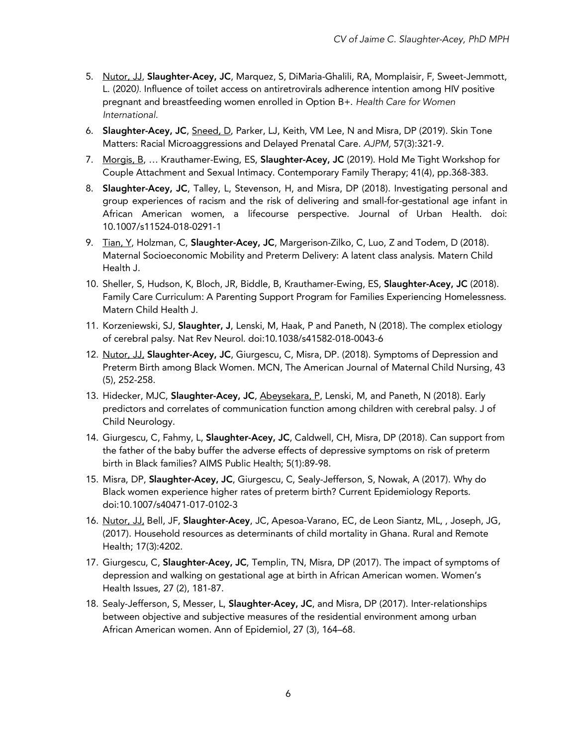5. <u>Nutor, JJ</u>, **Slaughter-Acey, JC**, Marquez, S, DiMaria-Ghalili, RA, Momplaisir, F, Sweet-Jemmott, L. (2020*).* Influence of toilet access on antiretrovirals adherence intention among HIV positive pregnant and breastfeeding women enrolled in Option B+. *Health Care for Women International.*
6. **Slaughter-Acey, JC**, <u>Sneed, D</u>, Parker, LJ, Keith, VM Lee, N and Misra, DP (2019). Skin Tone Matters: Racial Microaggressions and Delayed Prenatal Care. *AJPM,* 57(3):321-9.
7. <u>Morgis, B</u>, … Krauthamer-Ewing, ES, **Slaughter-Acey, JC** (2019). Hold Me Tight Workshop for Couple Attachment and Sexual Intimacy. Contemporary Family Therapy; 41(4), pp.368-383.
8. **Slaughter-Acey, JC**, Talley, L, Stevenson, H, and Misra, DP (2018). Investigating personal and group experiences of racism and the risk of delivering and small-for-gestational age infant in African American women, a lifecourse perspective. Journal of Urban Health. doi: 10.1007/s11524-018-0291-1
9. <u>Tian, Y</u>, Holzman, C, **Slaughter-Acey, JC**, Margerison-Zilko, C, Luo, Z and Todem, D (2018). Maternal Socioeconomic Mobility and Preterm Delivery: A latent class analysis. Matern Child Health J.
10. Sheller, S, Hudson, K, Bloch, JR, Biddle, B, Krauthamer-Ewing, ES, **Slaughter-Acey, JC** (2018). Family Care Curriculum: A Parenting Support Program for Families Experiencing Homelessness. Matern Child Health J.
11. Korzeniewski, SJ, **Slaughter, J**, Lenski, M, Haak, P and Paneth, N (2018). The complex etiology of cerebral palsy. Nat Rev Neurol. doi:10.1038/s41582-018-0043-6
12. <u>Nutor, JJ,</u> **Slaughter-Acey, JC**, Giurgescu, C, Misra, DP. (2018). Symptoms of Depression and Preterm Birth among Black Women. MCN, The American Journal of Maternal Child Nursing, 43 (5), 252-258.
13. Hidecker, MJC, **Slaughter-Acey, JC**, <u>Abeysekara, P</u>, Lenski, M, and Paneth, N (2018). Early predictors and correlates of communication function among children with cerebral palsy. J of Child Neurology.
14. Giurgescu, C, Fahmy, L, **Slaughter-Acey, JC**, Caldwell, CH, Misra, DP (2018). Can support from the father of the baby buffer the adverse effects of depressive symptoms on risk of preterm birth in Black families? AIMS Public Health; 5(1):89-98.
15. Misra, DP, **Slaughter-Acey, JC**, Giurgescu, C, Sealy-Jefferson, S, Nowak, A (2017). Why do Black women experience higher rates of preterm birth? Current Epidemiology Reports. doi:10.1007/s40471-017-0102-3
16. <u>Nutor, JJ,</u> Bell, JF, **Slaughter-Acey**, JC, Apesoa-Varano, EC, de Leon Siantz, ML, , Joseph, JG, (2017). Household resources as determinants of child mortality in Ghana. Rural and Remote Health; 17(3):4202.
17. Giurgescu, C, **Slaughter-Acey, JC**, Templin, TN, Misra, DP (2017). The impact of symptoms of depression and walking on gestational age at birth in African American women. Women's Health Issues, 27 (2), 181-87.
18. Sealy-Jefferson, S, Messer, L, **Slaughter-Acey, JC**, and Misra, DP (2017). Inter-relationships between objective and subjective measures of the residential environment among urban African American women. Ann of Epidemiol, 27 (3), 164–68.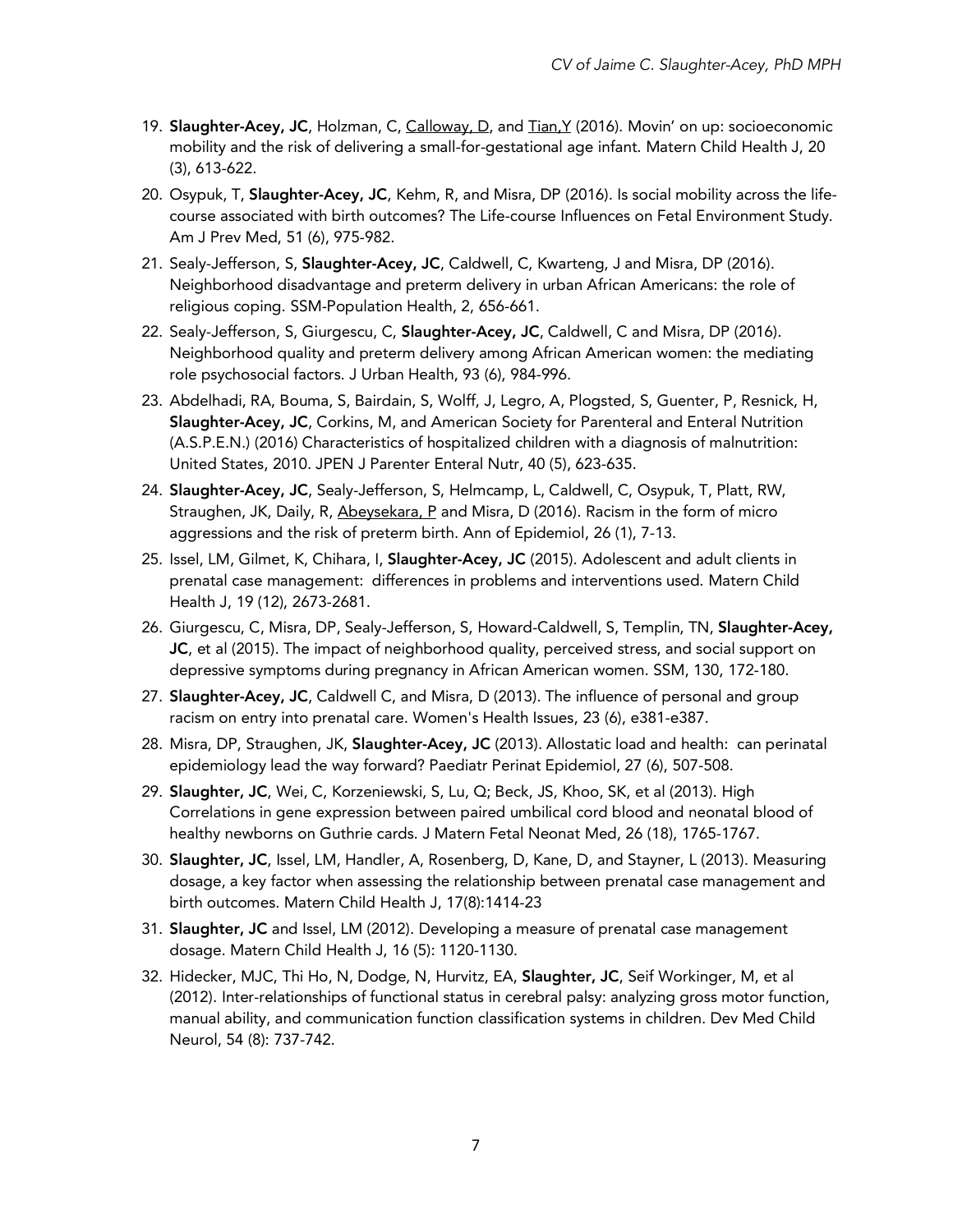19. **Slaughter-Acey, JC**, Holzman, C, <u>Calloway, D</u>, and <u>Tian,Y</u> (2016). Movin' on up: socioeconomic mobility and the risk of delivering a small-for-gestational age infant. Matern Child Health J, 20 (3), 613-622.
20. Osypuk, T, **Slaughter-Acey, JC**, Kehm, R, and Misra, DP (2016). Is social mobility across the life-course associated with birth outcomes? The Life-course Influences on Fetal Environment Study. Am J Prev Med, 51 (6), 975-982.
21. Sealy-Jefferson, S, **Slaughter-Acey, JC**, Caldwell, C, Kwarteng, J and Misra, DP (2016). Neighborhood disadvantage and preterm delivery in urban African Americans: the role of religious coping. SSM-Population Health, 2, 656-661.
22. Sealy-Jefferson, S, Giurgescu, C, **Slaughter-Acey, JC**, Caldwell, C and Misra, DP (2016). Neighborhood quality and preterm delivery among African American women: the mediating role psychosocial factors. J Urban Health, 93 (6), 984-996.
23. Abdelhadi, RA, Bouma, S, Bairdain, S, Wolff, J, Legro, A, Plogsted, S, Guenter, P, Resnick, H, **Slaughter-Acey, JC**, Corkins, M, and American Society for Parenteral and Enteral Nutrition (A.S.P.E.N.) (2016) Characteristics of hospitalized children with a diagnosis of malnutrition: United States, 2010. JPEN J Parenter Enteral Nutr, 40 (5), 623-635.
24. **Slaughter-Acey, JC**, Sealy-Jefferson, S, Helmcamp, L, Caldwell, C, Osypuk, T, Platt, RW, Straughen, JK, Daily, R, <u>Abeysekara, P</u> and Misra, D (2016). Racism in the form of micro aggressions and the risk of preterm birth. Ann of Epidemiol, 26 (1), 7-13.
25. Issel, LM, Gilmet, K, Chihara, I, **Slaughter-Acey, JC** (2015). Adolescent and adult clients in prenatal case management: differences in problems and interventions used. Matern Child Health J, 19 (12), 2673-2681.
26. Giurgescu, C, Misra, DP, Sealy-Jefferson, S, Howard-Caldwell, S, Templin, TN, **Slaughter-Acey, JC**, et al (2015). The impact of neighborhood quality, perceived stress, and social support on depressive symptoms during pregnancy in African American women. SSM, 130, 172-180.
27. **Slaughter-Acey, JC**, Caldwell C, and Misra, D (2013). The influence of personal and group racism on entry into prenatal care. Women's Health Issues, 23 (6), e381-e387.
28. Misra, DP, Straughen, JK, **Slaughter-Acey, JC** (2013). Allostatic load and health: can perinatal epidemiology lead the way forward? Paediatr Perinat Epidemiol, 27 (6), 507-508.
29. **Slaughter, JC**, Wei, C, Korzeniewski, S, Lu, Q; Beck, JS, Khoo, SK, et al (2013). High Correlations in gene expression between paired umbilical cord blood and neonatal blood of healthy newborns on Guthrie cards. J Matern Fetal Neonat Med, 26 (18), 1765-1767.
30. **Slaughter, JC**, Issel, LM, Handler, A, Rosenberg, D, Kane, D, and Stayner, L (2013). Measuring dosage, a key factor when assessing the relationship between prenatal case management and birth outcomes. Matern Child Health J, 17(8):1414-23
31. **Slaughter, JC** and Issel, LM (2012). Developing a measure of prenatal case management dosage. Matern Child Health J, 16 (5): 1120-1130.
32. Hidecker, MJC, Thi Ho, N, Dodge, N, Hurvitz, EA, **Slaughter, JC**, Seif Workinger, M, et al (2012). Inter-relationships of functional status in cerebral palsy: analyzing gross motor function, manual ability, and communication function classification systems in children. Dev Med Child Neurol, 54 (8): 737-742.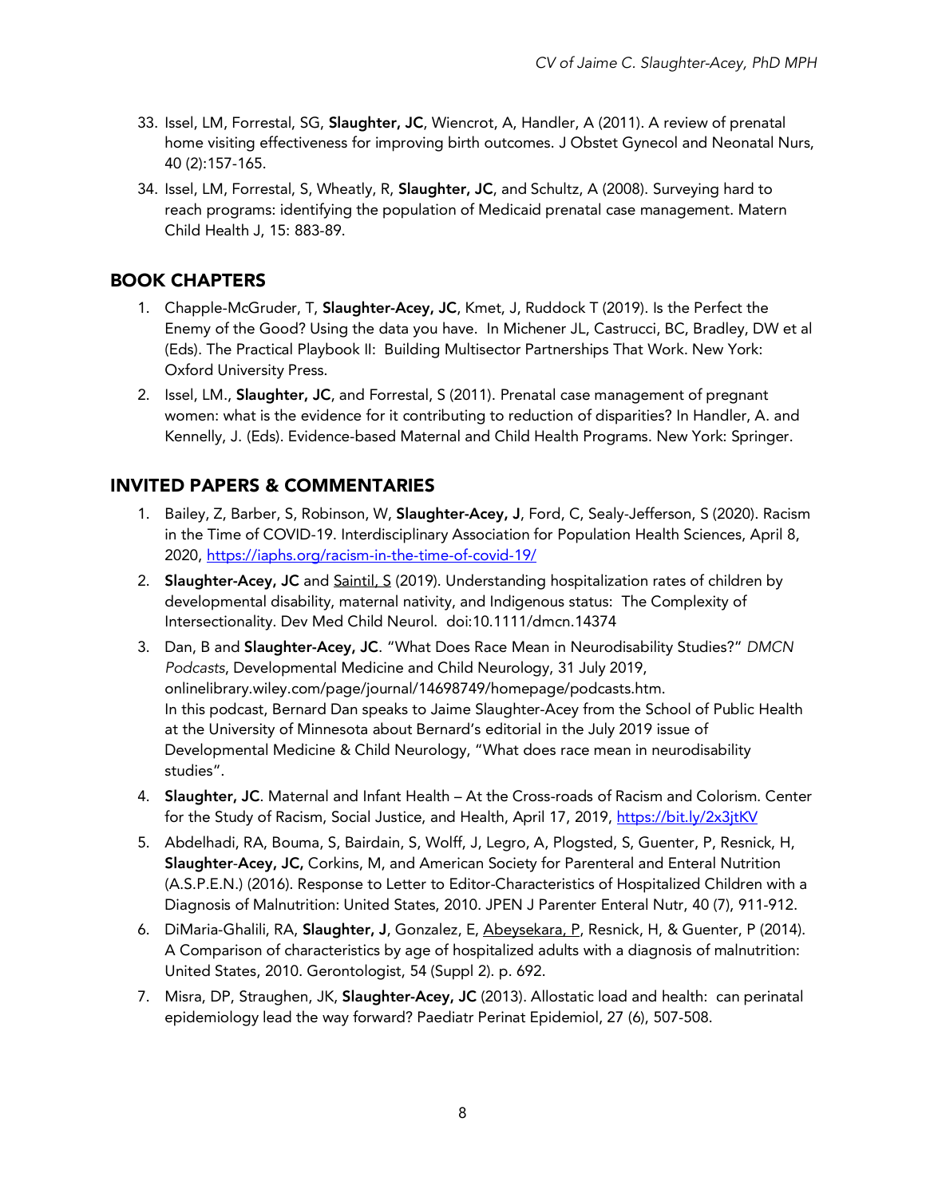33. Issel, LM, Forrestal, SG, **Slaughter, JC**, Wiencrot, A, Handler, A (2011). A review of prenatal home visiting effectiveness for improving birth outcomes. J Obstet Gynecol and Neonatal Nurs, 40 (2):157-165.
34. Issel, LM, Forrestal, S, Wheatly, R, **Slaughter, JC**, and Schultz, A (2008). Surveying hard to reach programs: identifying the population of Medicaid prenatal case management. Matern Child Health J, 15: 883-89.

## BOOK CHAPTERS

1. Chapple-McGruder, T, **Slaughter-Acey, JC**, Kmet, J, Ruddock T (2019). Is the Perfect the Enemy of the Good? Using the data you have. In Michener JL, Castrucci, BC, Bradley, DW et al (Eds). The Practical Playbook II: Building Multisector Partnerships That Work. New York: Oxford University Press.
2. Issel, LM., **Slaughter, JC**, and Forrestal, S (2011). Prenatal case management of pregnant women: what is the evidence for it contributing to reduction of disparities? In Handler, A. and Kennelly, J. (Eds). Evidence-based Maternal and Child Health Programs. New York: Springer.

## INVITED PAPERS & COMMENTARIES

1. Bailey, Z, Barber, S, Robinson, W, **Slaughter-Acey, J**, Ford, C, Sealy-Jefferson, S (2020). Racism in the Time of COVID-19. Interdisciplinary Association for Population Health Sciences, April 8, 2020, https://iaphs.org/racism-in-the-time-of-covid-19/
2. **Slaughter-Acey, JC** and Saintil, S (2019). Understanding hospitalization rates of children by developmental disability, maternal nativity, and Indigenous status: The Complexity of Intersectionality. Dev Med Child Neurol. doi:10.1111/dmcn.14374
3. Dan, B and **Slaughter-Acey, JC**. "What Does Race Mean in Neurodisability Studies?" *DMCN Podcasts*, Developmental Medicine and Child Neurology, 31 July 2019, onlinelibrary.wiley.com/page/journal/14698749/homepage/podcasts.htm.
   In this podcast, Bernard Dan speaks to Jaime Slaughter-Acey from the School of Public Health at the University of Minnesota about Bernard's editorial in the July 2019 issue of Developmental Medicine & Child Neurology, "What does race mean in neurodisability studies".
4. **Slaughter, JC**. Maternal and Infant Health – At the Cross-roads of Racism and Colorism. Center for the Study of Racism, Social Justice, and Health, April 17, 2019, https://bit.ly/2x3jtKV
5. Abdelhadi, RA, Bouma, S, Bairdain, S, Wolff, J, Legro, A, Plogsted, S, Guenter, P, Resnick, H, **Slaughter-Acey, JC,** Corkins, M, and American Society for Parenteral and Enteral Nutrition (A.S.P.E.N.) (2016). Response to Letter to Editor-Characteristics of Hospitalized Children with a Diagnosis of Malnutrition: United States, 2010. JPEN J Parenter Enteral Nutr, 40 (7), 911-912.
6. DiMaria-Ghalili, RA, **Slaughter, J**, Gonzalez, E, Abeysekara, P, Resnick, H, & Guenter, P (2014). A Comparison of characteristics by age of hospitalized adults with a diagnosis of malnutrition: United States, 2010. Gerontologist, 54 (Suppl 2). p. 692.
7. Misra, DP, Straughen, JK, **Slaughter-Acey, JC** (2013). Allostatic load and health: can perinatal epidemiology lead the way forward? Paediatr Perinat Epidemiol, 27 (6), 507-508.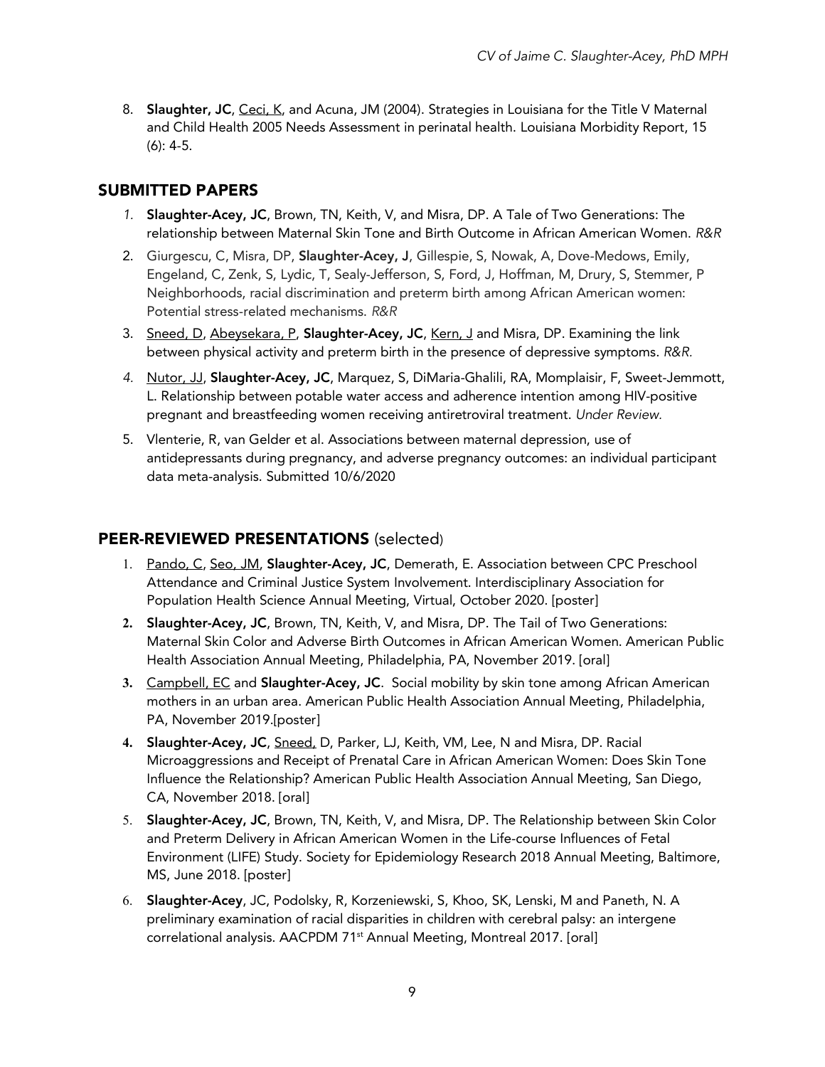8. **Slaughter, JC**, <u>Ceci, K</u>, and Acuna, JM (2004). Strategies in Louisiana for the Title V Maternal and Child Health 2005 Needs Assessment in perinatal health. Louisiana Morbidity Report, 15 (6): 4-5.

## SUBMITTED PAPERS

1. **Slaughter-Acey, JC**, Brown, TN, Keith, V, and Misra, DP. A Tale of Two Generations: The relationship between Maternal Skin Tone and Birth Outcome in African American Women. *R&R*
2. Giurgescu, C, Misra, DP, **Slaughter-Acey, J**, Gillespie, S, Nowak, A, Dove-Medows, Emily, Engeland, C, Zenk, S, Lydic, T, Sealy-Jefferson, S, Ford, J, Hoffman, M, Drury, S, Stemmer, P Neighborhoods, racial discrimination and preterm birth among African American women: Potential stress-related mechanisms. *R&R*
3. <u>Sneed, D</u>, <u>Abeysekara, P</u>, **Slaughter-Acey, JC**, <u>Kern, J</u> and Misra, DP. Examining the link between physical activity and preterm birth in the presence of depressive symptoms. *R&R.*
4. <u>Nutor, JJ</u>, **Slaughter-Acey, JC**, Marquez, S, DiMaria-Ghalili, RA, Momplaisir, F, Sweet-Jemmott, L. Relationship between potable water access and adherence intention among HIV-positive pregnant and breastfeeding women receiving antiretroviral treatment. *Under Review.*
5. Vlenterie, R, van Gelder et al. Associations between maternal depression, use of antidepressants during pregnancy, and adverse pregnancy outcomes: an individual participant data meta-analysis. Submitted 10/6/2020

## PEER-REVIEWED PRESENTATIONS (selected)

1. <u>Pando, C</u>, <u>Seo, JM</u>, **Slaughter-Acey, JC**, Demerath, E. Association between CPC Preschool Attendance and Criminal Justice System Involvement. Interdisciplinary Association for Population Health Science Annual Meeting, Virtual, October 2020. [poster]
2. **Slaughter-Acey, JC**, Brown, TN, Keith, V, and Misra, DP. The Tail of Two Generations: Maternal Skin Color and Adverse Birth Outcomes in African American Women. American Public Health Association Annual Meeting, Philadelphia, PA, November 2019. [oral]
3. <u>Campbell, EC</u> and **Slaughter-Acey, JC**. Social mobility by skin tone among African American mothers in an urban area. American Public Health Association Annual Meeting, Philadelphia, PA, November 2019.[poster]
4. **Slaughter-Acey, JC**, <u>Sneed,</u> D, Parker, LJ, Keith, VM, Lee, N and Misra, DP. Racial Microaggressions and Receipt of Prenatal Care in African American Women: Does Skin Tone Influence the Relationship? American Public Health Association Annual Meeting, San Diego, CA, November 2018. [oral]
5. **Slaughter-Acey, JC**, Brown, TN, Keith, V, and Misra, DP. The Relationship between Skin Color and Preterm Delivery in African American Women in the Life-course Influences of Fetal Environment (LIFE) Study. Society for Epidemiology Research 2018 Annual Meeting, Baltimore, MS, June 2018. [poster]
6. **Slaughter-Acey**, JC, Podolsky, R, Korzeniewski, S, Khoo, SK, Lenski, M and Paneth, N. A preliminary examination of racial disparities in children with cerebral palsy: an intergene correlational analysis. AACPDM 71st Annual Meeting, Montreal 2017. [oral]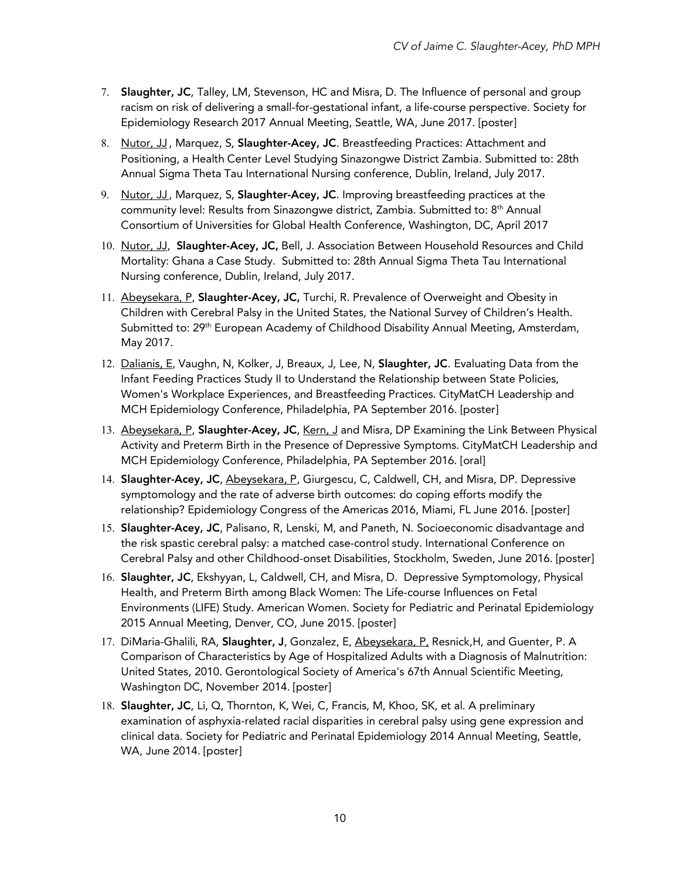7. **Slaughter, JC**, Talley, LM, Stevenson, HC and Misra, D. The Influence of personal and group racism on risk of delivering a small-for-gestational infant, a life-course perspective. Society for Epidemiology Research 2017 Annual Meeting, Seattle, WA, June 2017. [poster]

8. Nutor, JJ, Marquez, S, **Slaughter-Acey, JC**. Breastfeeding Practices: Attachment and Positioning, a Health Center Level Studying Sinazongwe District Zambia. Submitted to: 28th Annual Sigma Theta Tau International Nursing conference, Dublin, Ireland, July 2017.

9. Nutor, JJ, Marquez, S, **Slaughter-Acey, JC**. Improving breastfeeding practices at the community level: Results from Sinazongwe district, Zambia. Submitted to: 8th Annual Consortium of Universities for Global Health Conference, Washington, DC, April 2017

10. Nutor, JJ, **Slaughter-Acey, JC,** Bell, J. Association Between Household Resources and Child Mortality: Ghana a Case Study. Submitted to: 28th Annual Sigma Theta Tau International Nursing conference, Dublin, Ireland, July 2017.

11. Abeysekara, P, **Slaughter-Acey, JC,** Turchi, R. Prevalence of Overweight and Obesity in Children with Cerebral Palsy in the United States, the National Survey of Children's Health. Submitted to: 29th European Academy of Childhood Disability Annual Meeting, Amsterdam, May 2017.

12. Dalianis, E, Vaughn, N, Kolker, J, Breaux, J, Lee, N, **Slaughter, JC**. Evaluating Data from the Infant Feeding Practices Study II to Understand the Relationship between State Policies, Women's Workplace Experiences, and Breastfeeding Practices. CityMatCH Leadership and MCH Epidemiology Conference, Philadelphia, PA September 2016. [poster]

13. Abeysekara, P, **Slaughter-Acey, JC**, Kern, J and Misra, DP Examining the Link Between Physical Activity and Preterm Birth in the Presence of Depressive Symptoms. CityMatCH Leadership and MCH Epidemiology Conference, Philadelphia, PA September 2016. [oral]

14. **Slaughter-Acey, JC**, Abeysekara, P, Giurgescu, C, Caldwell, CH, and Misra, DP. Depressive symptomology and the rate of adverse birth outcomes: do coping efforts modify the relationship? Epidemiology Congress of the Americas 2016, Miami, FL June 2016. [poster]

15. **Slaughter-Acey, JC**, Palisano, R, Lenski, M, and Paneth, N. Socioeconomic disadvantage and the risk spastic cerebral palsy: a matched case-control study. International Conference on Cerebral Palsy and other Childhood-onset Disabilities, Stockholm, Sweden, June 2016. [poster]

16. **Slaughter, JC**, Ekshyyan, L, Caldwell, CH, and Misra, D. Depressive Symptomology, Physical Health, and Preterm Birth among Black Women: The Life-course Influences on Fetal Environments (LIFE) Study. American Women. Society for Pediatric and Perinatal Epidemiology 2015 Annual Meeting, Denver, CO, June 2015. [poster]

17. DiMaria-Ghalili, RA, **Slaughter, J**, Gonzalez, E, Abeysekara, P, Resnick,H, and Guenter, P. A Comparison of Characteristics by Age of Hospitalized Adults with a Diagnosis of Malnutrition: United States, 2010. Gerontological Society of America's 67th Annual Scientific Meeting, Washington DC, November 2014. [poster]

18. **Slaughter, JC**, Li, Q, Thornton, K, Wei, C, Francis, M, Khoo, SK, et al. A preliminary examination of asphyxia-related racial disparities in cerebral palsy using gene expression and clinical data. Society for Pediatric and Perinatal Epidemiology 2014 Annual Meeting, Seattle, WA, June 2014. [poster]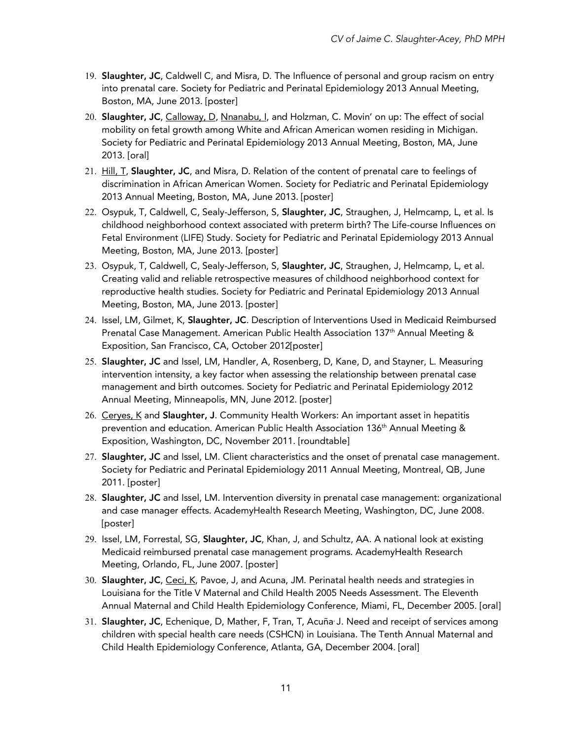19. **Slaughter, JC**, Caldwell C, and Misra, D. The Influence of personal and group racism on entry into prenatal care. Society for Pediatric and Perinatal Epidemiology 2013 Annual Meeting, Boston, MA, June 2013. [poster]
20. **Slaughter, JC**, <u>Calloway, D</u>, <u>Nnanabu, I</u>, and Holzman, C. Movin' on up: The effect of social mobility on fetal growth among White and African American women residing in Michigan. Society for Pediatric and Perinatal Epidemiology 2013 Annual Meeting, Boston, MA, June 2013. [oral]
21. <u>Hill, T</u>, **Slaughter, JC**, and Misra, D. Relation of the content of prenatal care to feelings of discrimination in African American Women. Society for Pediatric and Perinatal Epidemiology 2013 Annual Meeting, Boston, MA, June 2013. [poster]
22. Osypuk, T, Caldwell, C, Sealy-Jefferson, S, **Slaughter, JC**, Straughen, J, Helmcamp, L, et al. Is childhood neighborhood context associated with preterm birth? The Life-course Influences on Fetal Environment (LIFE) Study. Society for Pediatric and Perinatal Epidemiology 2013 Annual Meeting, Boston, MA, June 2013. [poster]
23. Osypuk, T, Caldwell, C, Sealy-Jefferson, S, **Slaughter, JC**, Straughen, J, Helmcamp, L, et al. Creating valid and reliable retrospective measures of childhood neighborhood context for reproductive health studies. Society for Pediatric and Perinatal Epidemiology 2013 Annual Meeting, Boston, MA, June 2013. [poster]
24. Issel, LM, Gilmet, K, **Slaughter, JC**. Description of Interventions Used in Medicaid Reimbursed Prenatal Case Management. American Public Health Association 137th Annual Meeting & Exposition, San Francisco, CA, October 2012[poster]
25. **Slaughter, JC** and Issel, LM, Handler, A, Rosenberg, D, Kane, D, and Stayner, L. Measuring intervention intensity, a key factor when assessing the relationship between prenatal case management and birth outcomes. Society for Pediatric and Perinatal Epidemiology 2012 Annual Meeting, Minneapolis, MN, June 2012. [poster]
26. <u>Ceryes, K</u> and **Slaughter, J**. Community Health Workers: An important asset in hepatitis prevention and education. American Public Health Association 136th Annual Meeting & Exposition, Washington, DC, November 2011. [roundtable]
27. **Slaughter, JC** and Issel, LM. Client characteristics and the onset of prenatal case management. Society for Pediatric and Perinatal Epidemiology 2011 Annual Meeting, Montreal, QB, June 2011. [poster]
28. **Slaughter, JC** and Issel, LM. Intervention diversity in prenatal case management: organizational and case manager effects. AcademyHealth Research Meeting, Washington, DC, June 2008. [poster]
29. Issel, LM, Forrestal, SG, **Slaughter, JC**, Khan, J, and Schultz, AA. A national look at existing Medicaid reimbursed prenatal case management programs. AcademyHealth Research Meeting, Orlando, FL, June 2007. [poster]
30. **Slaughter, JC**, <u>Ceci, K</u>, Pavoe, J, and Acuna, JM. Perinatal health needs and strategies in Louisiana for the Title V Maternal and Child Health 2005 Needs Assessment. The Eleventh Annual Maternal and Child Health Epidemiology Conference, Miami, FL, December 2005. [oral]
31. **Slaughter, JC**, Echenique, D, Mather, F, Tran, T, Acuña, J. Need and receipt of services among children with special health care needs (CSHCN) in Louisiana. The Tenth Annual Maternal and Child Health Epidemiology Conference, Atlanta, GA, December 2004. [oral]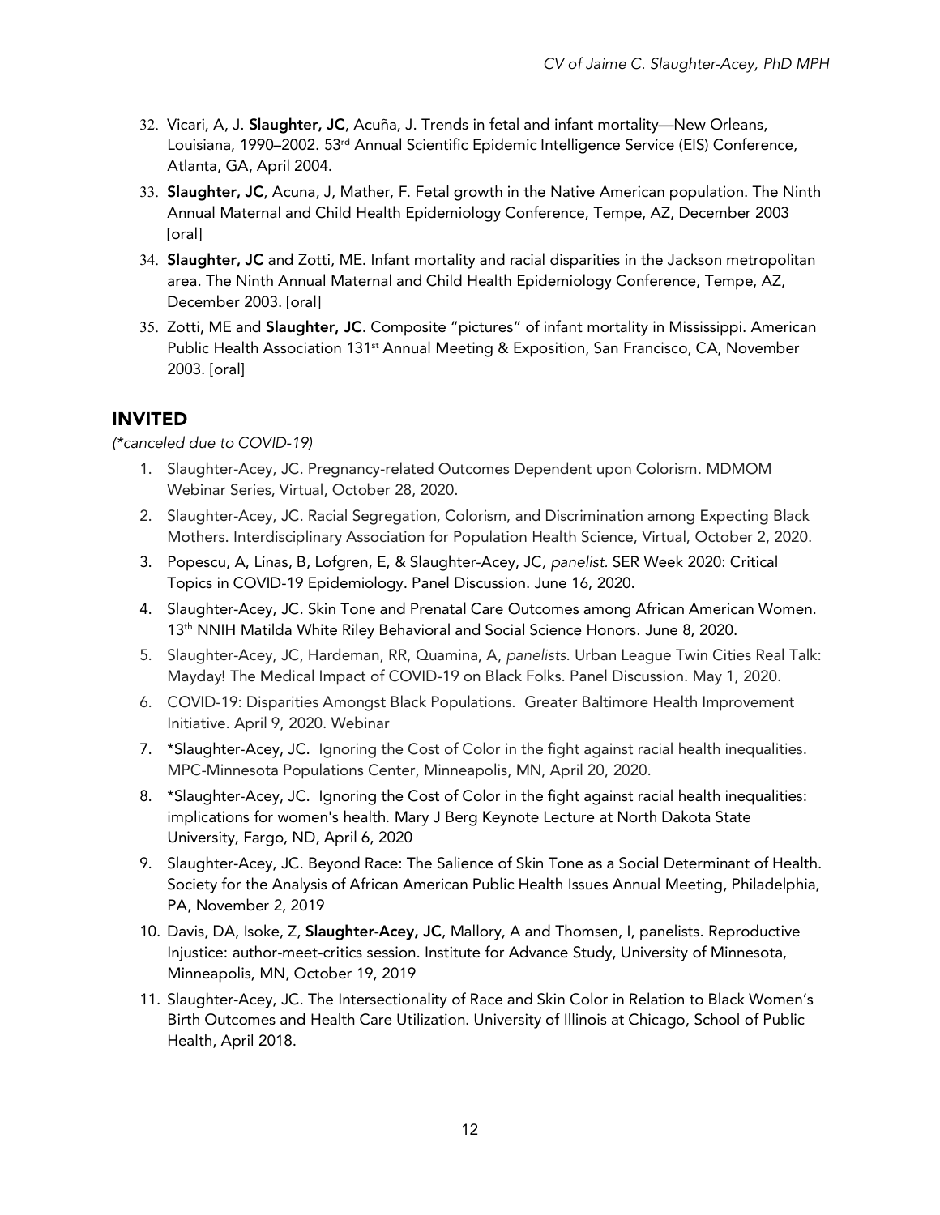32. Vicari, A, J. **Slaughter, JC**, Acuña, J. Trends in fetal and infant mortality—New Orleans, Louisiana, 1990–2002. 53rd Annual Scientific Epidemic Intelligence Service (EIS) Conference, Atlanta, GA, April 2004.
33. **Slaughter, JC**, Acuna, J, Mather, F. Fetal growth in the Native American population. The Ninth Annual Maternal and Child Health Epidemiology Conference, Tempe, AZ, December 2003 [oral]
34. **Slaughter, JC** and Zotti, ME. Infant mortality and racial disparities in the Jackson metropolitan area. The Ninth Annual Maternal and Child Health Epidemiology Conference, Tempe, AZ, December 2003. [oral]
35. Zotti, ME and **Slaughter, JC**. Composite "pictures" of infant mortality in Mississippi. American Public Health Association 131st Annual Meeting & Exposition, San Francisco, CA, November 2003. [oral]

## INVITED

*(\*canceled due to COVID-19)*

1. Slaughter-Acey, JC. Pregnancy-related Outcomes Dependent upon Colorism. MDMOM Webinar Series, Virtual, October 28, 2020.
2. Slaughter-Acey, JC. Racial Segregation, Colorism, and Discrimination among Expecting Black Mothers. Interdisciplinary Association for Population Health Science, Virtual, October 2, 2020.
3. Popescu, A, Linas, B, Lofgren, E, & Slaughter-Acey, JC, *panelist.* SER Week 2020: Critical Topics in COVID-19 Epidemiology. Panel Discussion. June 16, 2020.
4. Slaughter-Acey, JC. Skin Tone and Prenatal Care Outcomes among African American Women. 13th NNIH Matilda White Riley Behavioral and Social Science Honors. June 8, 2020.
5. Slaughter-Acey, JC, Hardeman, RR, Quamina, A, *panelists*. Urban League Twin Cities Real Talk: Mayday! The Medical Impact of COVID-19 on Black Folks. Panel Discussion. May 1, 2020.
6. COVID-19: Disparities Amongst Black Populations. Greater Baltimore Health Improvement Initiative. April 9, 2020. Webinar
7. *Slaughter-Acey, JC. Ignoring the Cost of Color in the fight against racial health inequalities. MPC-Minnesota Populations Center, Minneapolis, MN, April 20, 2020.
8. *Slaughter-Acey, JC. Ignoring the Cost of Color in the fight against racial health inequalities: implications for women's health. Mary J Berg Keynote Lecture at North Dakota State University, Fargo, ND, April 6, 2020
9. Slaughter-Acey, JC. Beyond Race: The Salience of Skin Tone as a Social Determinant of Health. Society for the Analysis of African American Public Health Issues Annual Meeting, Philadelphia, PA, November 2, 2019
10. Davis, DA, Isoke, Z, **Slaughter-Acey, JC**, Mallory, A and Thomsen, I, panelists. Reproductive Injustice: author-meet-critics session. Institute for Advance Study, University of Minnesota, Minneapolis, MN, October 19, 2019
11. Slaughter-Acey, JC. The Intersectionality of Race and Skin Color in Relation to Black Women's Birth Outcomes and Health Care Utilization. University of Illinois at Chicago, School of Public Health, April 2018.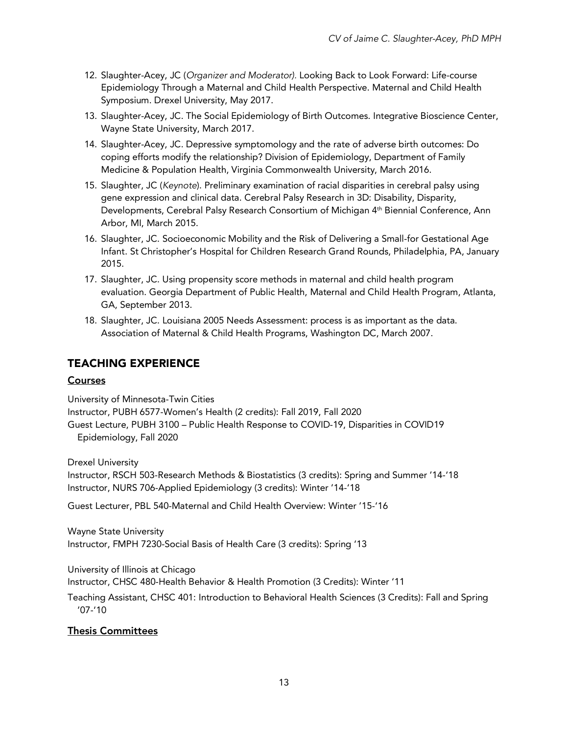12. Slaughter-Acey, JC (*Organizer and Moderator).* Looking Back to Look Forward: Life-course Epidemiology Through a Maternal and Child Health Perspective. Maternal and Child Health Symposium. Drexel University, May 2017.
13. Slaughter-Acey, JC. The Social Epidemiology of Birth Outcomes. Integrative Bioscience Center, Wayne State University, March 2017.
14. Slaughter-Acey, JC. Depressive symptomology and the rate of adverse birth outcomes: Do coping efforts modify the relationship? Division of Epidemiology, Department of Family Medicine & Population Health, Virginia Commonwealth University, March 2016.
15. Slaughter, JC (*Keynote*). Preliminary examination of racial disparities in cerebral palsy using gene expression and clinical data. Cerebral Palsy Research in 3D: Disability, Disparity, Developments, Cerebral Palsy Research Consortium of Michigan 4th Biennial Conference, Ann Arbor, MI, March 2015.
16. Slaughter, JC. Socioeconomic Mobility and the Risk of Delivering a Small-for Gestational Age Infant. St Christopher's Hospital for Children Research Grand Rounds, Philadelphia, PA, January 2015.
17. Slaughter, JC. Using propensity score methods in maternal and child health program evaluation. Georgia Department of Public Health, Maternal and Child Health Program, Atlanta, GA, September 2013.
18. Slaughter, JC. Louisiana 2005 Needs Assessment: process is as important as the data. Association of Maternal & Child Health Programs, Washington DC, March 2007.

## TEACHING EXPERIENCE

### Courses

University of Minnesota-Twin Cities
Instructor, PUBH 6577-Women's Health (2 credits): Fall 2019, Fall 2020
Guest Lecture, PUBH 3100 – Public Health Response to COVID-19, Disparities in COVID19 Epidemiology, Fall 2020

Drexel University
Instructor, RSCH 503-Research Methods & Biostatistics (3 credits): Spring and Summer '14-'18
Instructor, NURS 706-Applied Epidemiology (3 credits): Winter '14-'18

Guest Lecturer, PBL 540-Maternal and Child Health Overview: Winter '15-'16

Wayne State University
Instructor, FMPH 7230-Social Basis of Health Care (3 credits): Spring '13

University of Illinois at Chicago
Instructor, CHSC 480-Health Behavior & Health Promotion (3 Credits): Winter '11

Teaching Assistant, CHSC 401: Introduction to Behavioral Health Sciences (3 Credits): Fall and Spring '07-'10

### Thesis Committees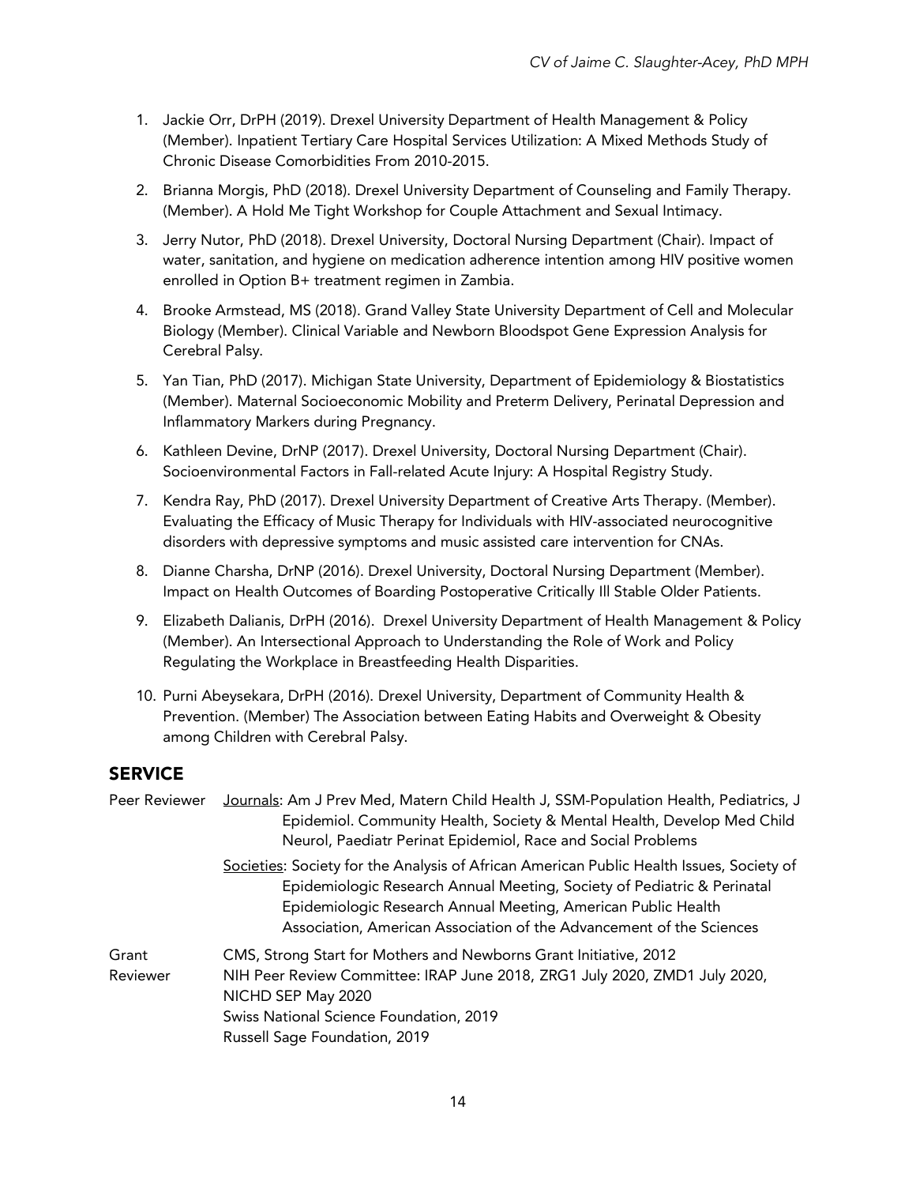1. Jackie Orr, DrPH (2019). Drexel University Department of Health Management & Policy (Member). Inpatient Tertiary Care Hospital Services Utilization: A Mixed Methods Study of Chronic Disease Comorbidities From 2010-2015.
2. Brianna Morgis, PhD (2018). Drexel University Department of Counseling and Family Therapy. (Member). A Hold Me Tight Workshop for Couple Attachment and Sexual Intimacy.
3. Jerry Nutor, PhD (2018). Drexel University, Doctoral Nursing Department (Chair). Impact of water, sanitation, and hygiene on medication adherence intention among HIV positive women enrolled in Option B+ treatment regimen in Zambia.
4. Brooke Armstead, MS (2018). Grand Valley State University Department of Cell and Molecular Biology (Member). Clinical Variable and Newborn Bloodspot Gene Expression Analysis for Cerebral Palsy.
5. Yan Tian, PhD (2017). Michigan State University, Department of Epidemiology & Biostatistics (Member). Maternal Socioeconomic Mobility and Preterm Delivery, Perinatal Depression and Inflammatory Markers during Pregnancy.
6. Kathleen Devine, DrNP (2017). Drexel University, Doctoral Nursing Department (Chair). Socioenvironmental Factors in Fall-related Acute Injury: A Hospital Registry Study.
7. Kendra Ray, PhD (2017). Drexel University Department of Creative Arts Therapy. (Member). Evaluating the Efficacy of Music Therapy for Individuals with HIV-associated neurocognitive disorders with depressive symptoms and music assisted care intervention for CNAs.
8. Dianne Charsha, DrNP (2016). Drexel University, Doctoral Nursing Department (Member). Impact on Health Outcomes of Boarding Postoperative Critically Ill Stable Older Patients.
9. Elizabeth Dalianis, DrPH (2016). Drexel University Department of Health Management & Policy (Member). An Intersectional Approach to Understanding the Role of Work and Policy Regulating the Workplace in Breastfeeding Health Disparities.
10. Purni Abeysekara, DrPH (2016). Drexel University, Department of Community Health & Prevention. (Member) The Association between Eating Habits and Overweight & Obesity among Children with Cerebral Palsy.

## SERVICE

**Peer Reviewer**

Journals: Am J Prev Med, Matern Child Health J, SSM-Population Health, Pediatrics, J Epidemiol. Community Health, Society & Mental Health, Develop Med Child Neurol, Paediatr Perinat Epidemiol, Race and Social Problems

Societies: Society for the Analysis of African American Public Health Issues, Society of Epidemiologic Research Annual Meeting, Society of Pediatric & Perinatal Epidemiologic Research Annual Meeting, American Public Health Association, American Association of the Advancement of the Sciences

**Grant Reviewer**

CMS, Strong Start for Mothers and Newborns Grant Initiative, 2012
NIH Peer Review Committee: IRAP June 2018, ZRG1 July 2020, ZMD1 July 2020, NICHD SEP May 2020
Swiss National Science Foundation, 2019
Russell Sage Foundation, 2019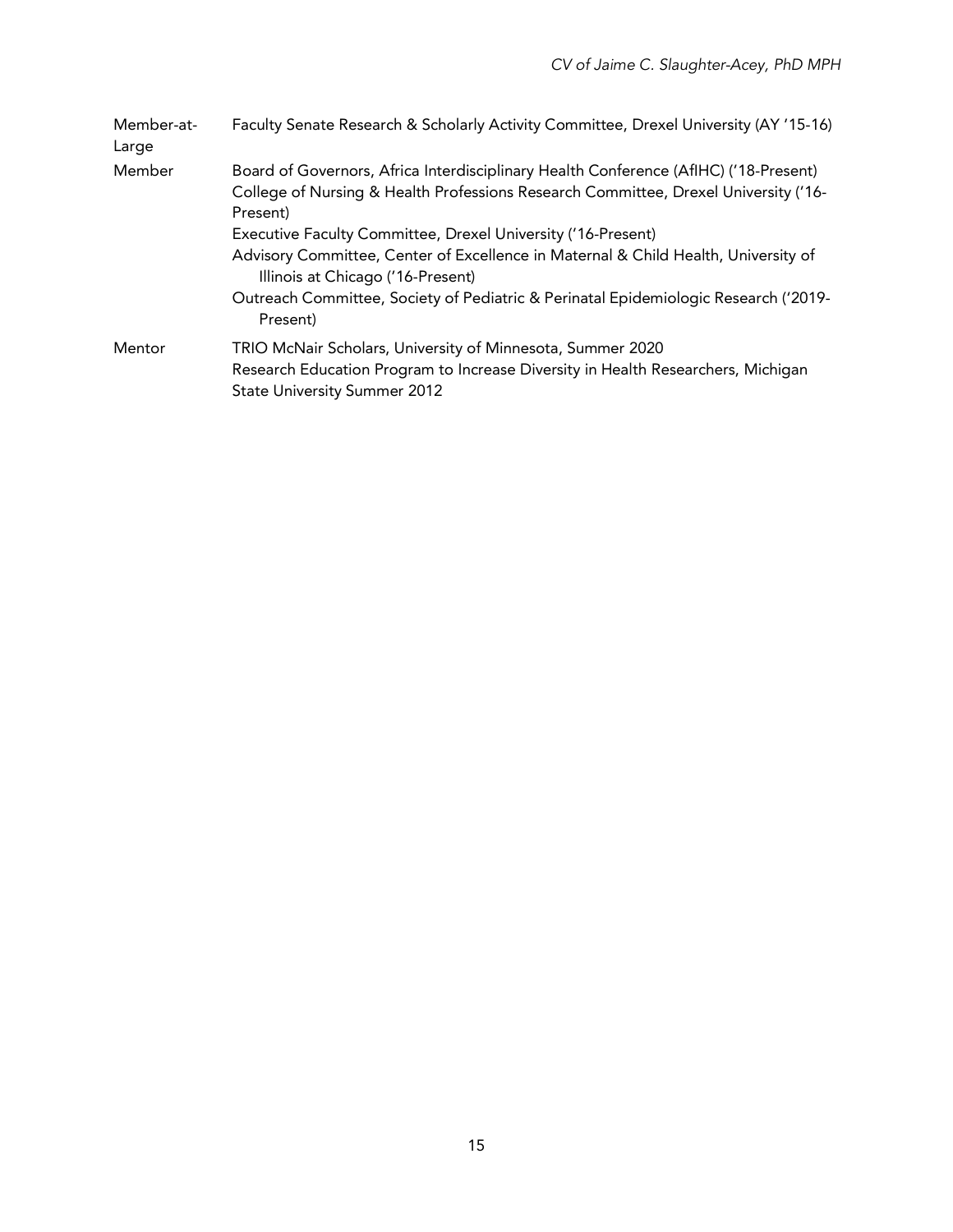| | |
|---|---|
| Member-at-Large | Faculty Senate Research & Scholarly Activity Committee, Drexel University (AY '15-16) |
| Member | Board of Governors, Africa Interdisciplinary Health Conference (AfIHC) ('18-Present)<br>College of Nursing & Health Professions Research Committee, Drexel University ('16-Present)<br>Executive Faculty Committee, Drexel University ('16-Present)<br>Advisory Committee, Center of Excellence in Maternal & Child Health, University of Illinois at Chicago ('16-Present)<br>Outreach Committee, Society of Pediatric & Perinatal Epidemiologic Research ('2019-Present) |
| Mentor | TRIO McNair Scholars, University of Minnesota, Summer 2020<br>Research Education Program to Increase Diversity in Health Researchers, Michigan State University Summer 2012 |